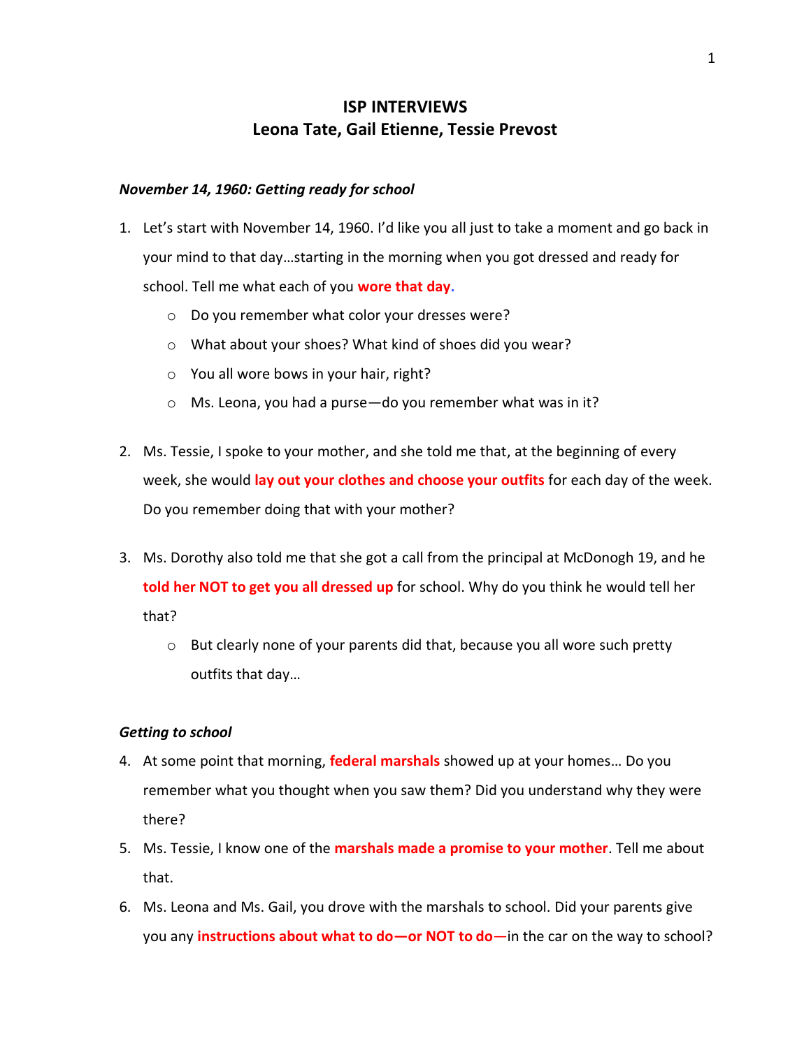# ISP INTERVIEWS
## Leona Tate, Gail Etienne, Tessie Prevost

***November 14, 1960: Getting ready for school***

1. Let's start with November 14, 1960. I'd like you all just to take a moment and go back in your mind to that day…starting in the morning when you got dressed and ready for school. Tell me what each of you **wore that day.**
   - Do you remember what color your dresses were?
   - What about your shoes? What kind of shoes did you wear?
   - You all wore bows in your hair, right?
   - Ms. Leona, you had a purse—do you remember what was in it?

2. Ms. Tessie, I spoke to your mother, and she told me that, at the beginning of every week, she would **lay out your clothes and choose your outfits** for each day of the week. Do you remember doing that with your mother?

3. Ms. Dorothy also told me that she got a call from the principal at McDonogh 19, and he **told her NOT to get you all dressed up** for school. Why do you think he would tell her that?
   - But clearly none of your parents did that, because you all wore such pretty outfits that day…

***Getting to school***

4. At some point that morning, **federal marshals** showed up at your homes… Do you remember what you thought when you saw them? Did you understand why they were there?
5. Ms. Tessie, I know one of the **marshals made a promise to your mother**. Tell me about that.
6. Ms. Leona and Ms. Gail, you drove with the marshals to school. Did your parents give you any **instructions about what to do—or NOT to do**—in the car on the way to school?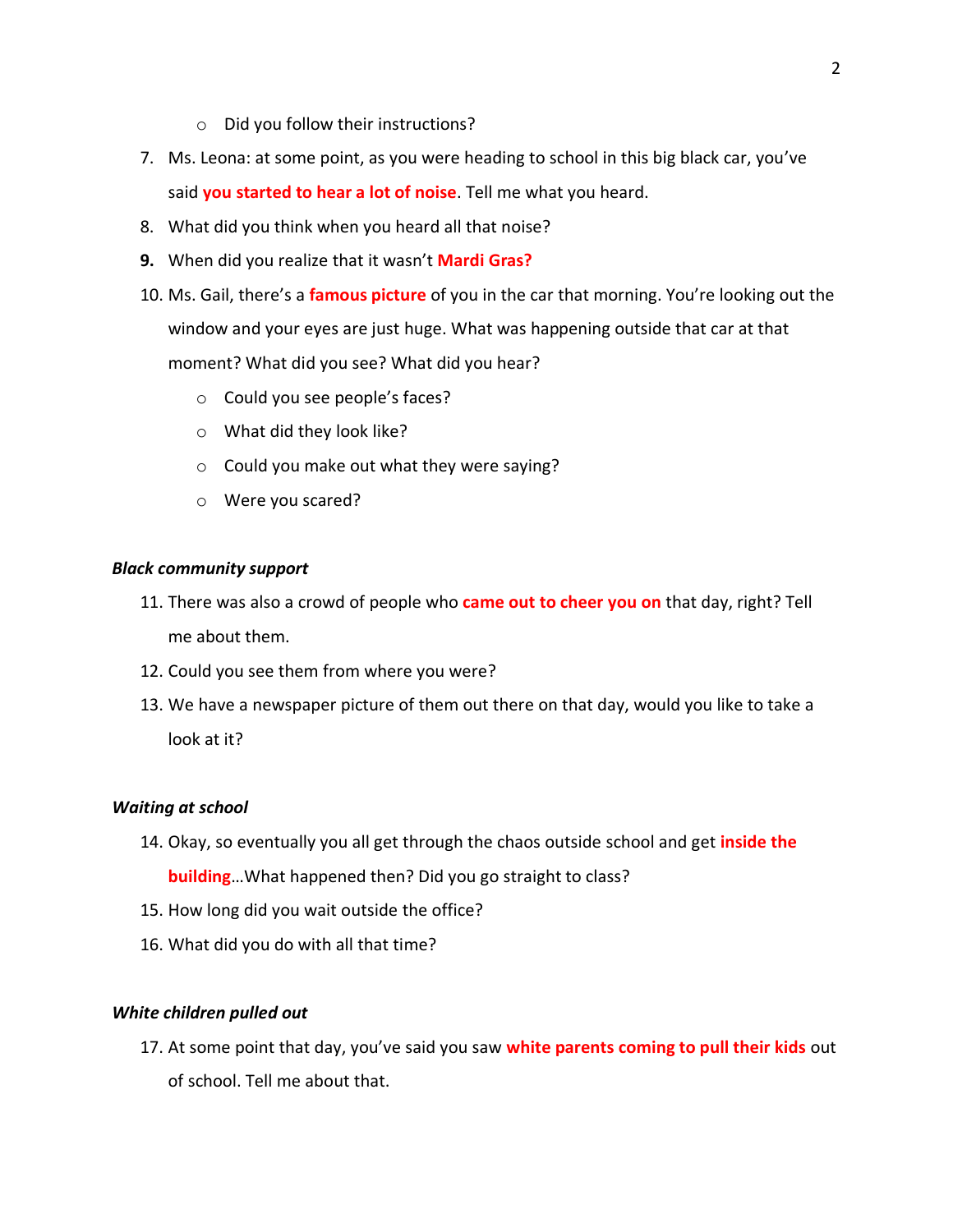- Did you follow their instructions?

7. Ms. Leona: at some point, as you were heading to school in this big black car, you've said **you started to hear a lot of noise**. Tell me what you heard.
8. What did you think when you heard all that noise?
9. When did you realize that it wasn't **Mardi Gras?**
10. Ms. Gail, there's a **famous picture** of you in the car that morning. You're looking out the window and your eyes are just huge. What was happening outside that car at that moment? What did you see? What did you hear?
    - Could you see people's faces?
    - What did they look like?
    - Could you make out what they were saying?
    - Were you scared?

***Black community support***

11. There was also a crowd of people who **came out to cheer you on** that day, right? Tell me about them.
12. Could you see them from where you were?
13. We have a newspaper picture of them out there on that day, would you like to take a look at it?

***Waiting at school***

14. Okay, so eventually you all get through the chaos outside school and get **inside the building**…What happened then? Did you go straight to class?
15. How long did you wait outside the office?
16. What did you do with all that time?

***White children pulled out***

17. At some point that day, you've said you saw **white parents coming to pull their kids** out of school. Tell me about that.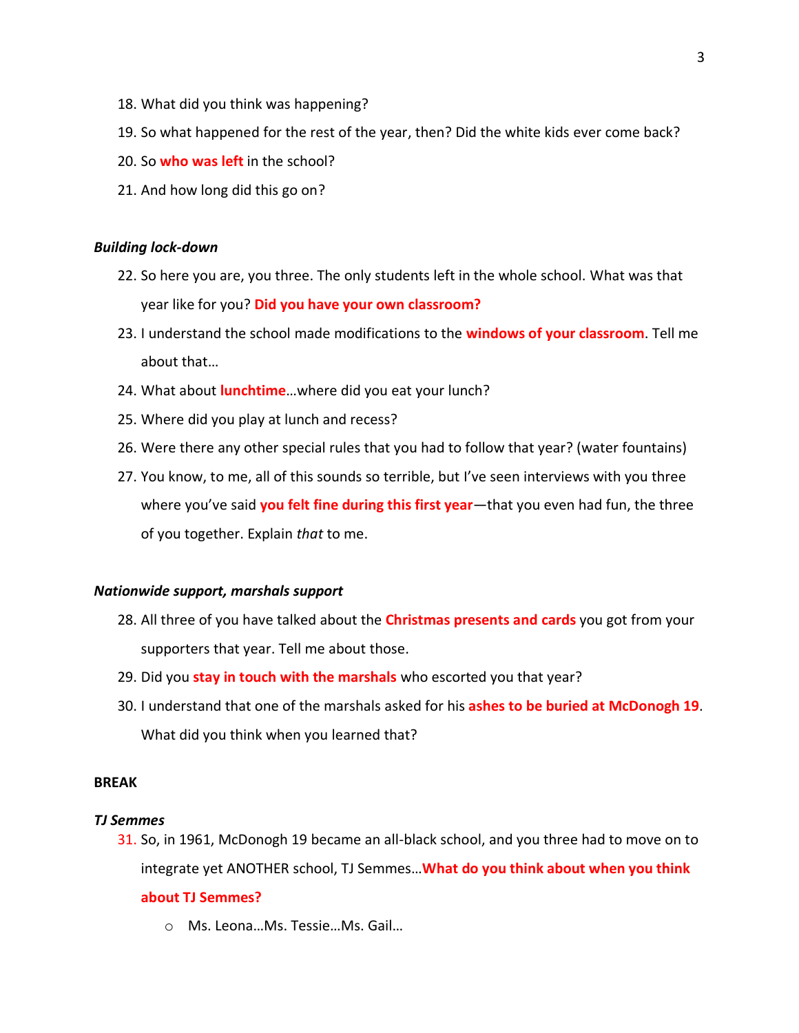18. What did you think was happening?
19. So what happened for the rest of the year, then? Did the white kids ever come back?
20. So **who was left** in the school?
21. And how long did this go on?

***Building lock-down***

22. So here you are, you three. The only students left in the whole school. What was that year like for you? **Did you have your own classroom?**
23. I understand the school made modifications to the **windows of your classroom**. Tell me about that…
24. What about **lunchtime**…where did you eat your lunch?
25. Where did you play at lunch and recess?
26. Were there any other special rules that you had to follow that year? (water fountains)
27. You know, to me, all of this sounds so terrible, but I've seen interviews with you three where you've said **you felt fine during this first year**—that you even had fun, the three of you together. Explain *that* to me.

***Nationwide support, marshals support***

28. All three of you have talked about the **Christmas presents and cards** you got from your supporters that year. Tell me about those.
29. Did you **stay in touch with the marshals** who escorted you that year?
30. I understand that one of the marshals asked for his **ashes to be buried at McDonogh 19**. What did you think when you learned that?

**BREAK**

***TJ Semmes***

31. So, in 1961, McDonogh 19 became an all-black school, and you three had to move on to integrate yet ANOTHER school, TJ Semmes…**What do you think about when you think about TJ Semmes?**
    - Ms. Leona…Ms. Tessie…Ms. Gail…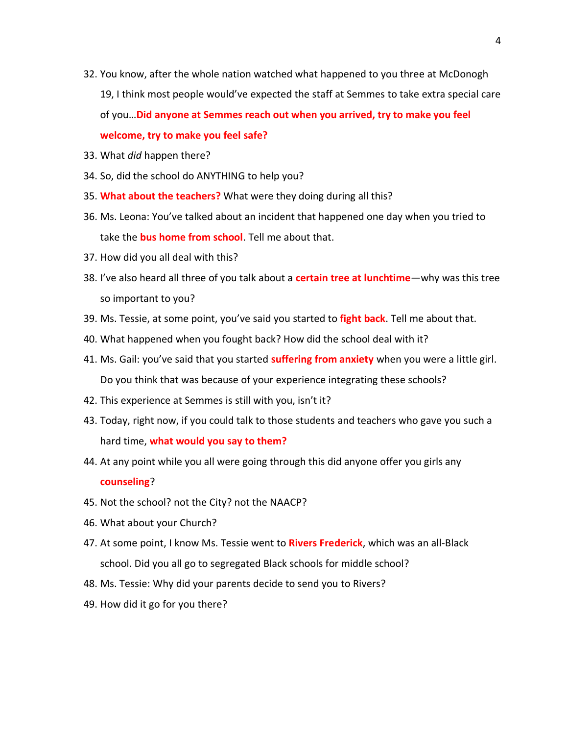32. You know, after the whole nation watched what happened to you three at McDonogh 19, I think most people would've expected the staff at Semmes to take extra special care of you…**Did anyone at Semmes reach out when you arrived, try to make you feel welcome, try to make you feel safe?**
33. What *did* happen there?
34. So, did the school do ANYTHING to help you?
35. **What about the teachers?** What were they doing during all this?
36. Ms. Leona: You've talked about an incident that happened one day when you tried to take the **bus home from school**. Tell me about that.
37. How did you all deal with this?
38. I've also heard all three of you talk about a **certain tree at lunchtime**—why was this tree so important to you?
39. Ms. Tessie, at some point, you've said you started to **fight back**. Tell me about that.
40. What happened when you fought back? How did the school deal with it?
41. Ms. Gail: you've said that you started **suffering from anxiety** when you were a little girl. Do you think that was because of your experience integrating these schools?
42. This experience at Semmes is still with you, isn't it?
43. Today, right now, if you could talk to those students and teachers who gave you such a hard time, **what would you say to them?**
44. At any point while you all were going through this did anyone offer you girls any **counseling**?
45. Not the school? not the City? not the NAACP?
46. What about your Church?
47. At some point, I know Ms. Tessie went to **Rivers Frederick**, which was an all-Black school. Did you all go to segregated Black schools for middle school?
48. Ms. Tessie: Why did your parents decide to send you to Rivers?
49. How did it go for you there?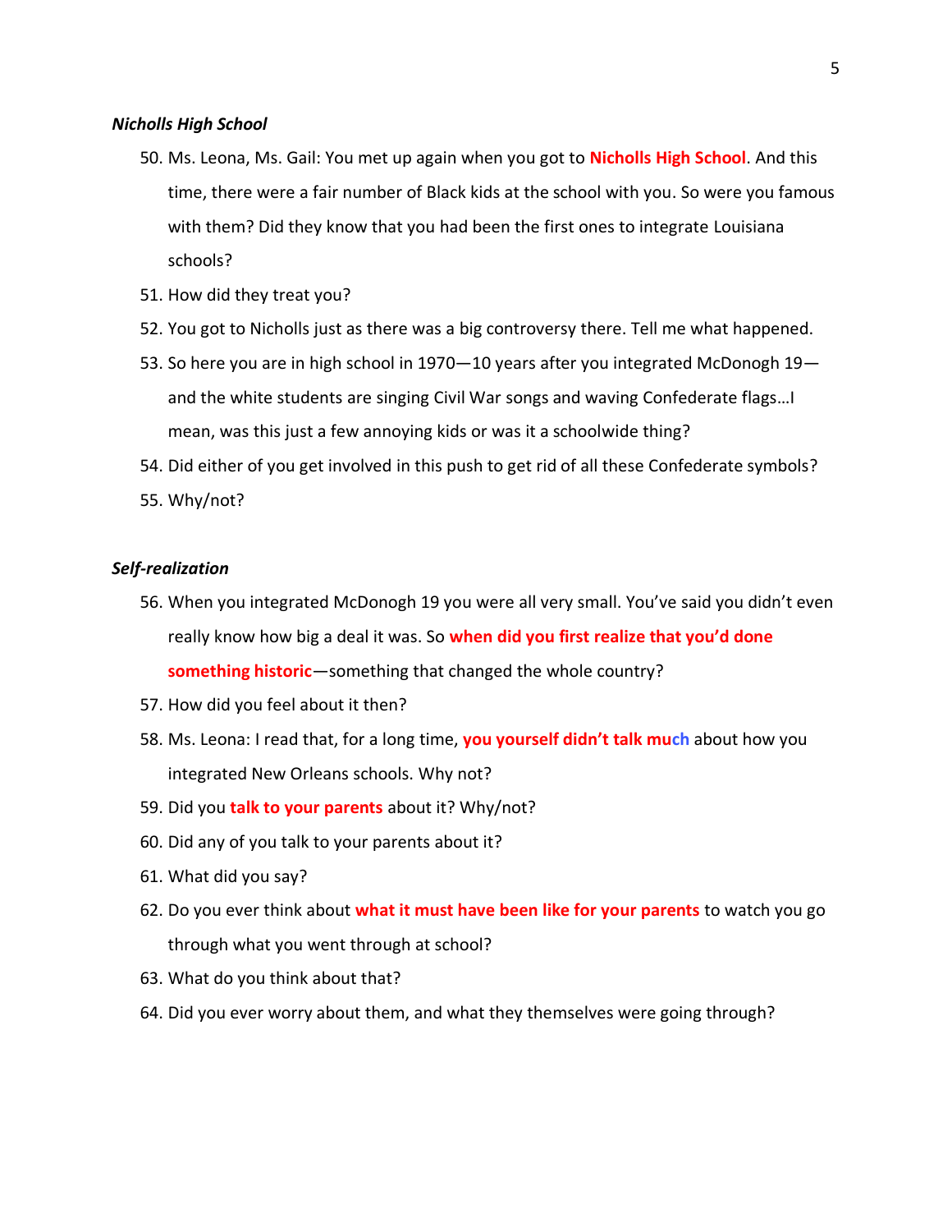### *Nicholls High School*

50. Ms. Leona, Ms. Gail: You met up again when you got to **Nicholls High School**. And this time, there were a fair number of Black kids at the school with you. So were you famous with them? Did they know that you had been the first ones to integrate Louisiana schools?
51. How did they treat you?
52. You got to Nicholls just as there was a big controversy there. Tell me what happened.
53. So here you are in high school in 1970—10 years after you integrated McDonogh 19—and the white students are singing Civil War songs and waving Confederate flags…I mean, was this just a few annoying kids or was it a schoolwide thing?
54. Did either of you get involved in this push to get rid of all these Confederate symbols?
55. Why/not?

### *Self-realization*

56. When you integrated McDonogh 19 you were all very small. You've said you didn't even really know how big a deal it was. So **when did you first realize that you'd done something historic**—something that changed the whole country?
57. How did you feel about it then?
58. Ms. Leona: I read that, for a long time, **you yourself didn't talk much** about how you integrated New Orleans schools. Why not?
59. Did you **talk to your parents** about it? Why/not?
60. Did any of you talk to your parents about it?
61. What did you say?
62. Do you ever think about **what it must have been like for your parents** to watch you go through what you went through at school?
63. What do you think about that?
64. Did you ever worry about them, and what they themselves were going through?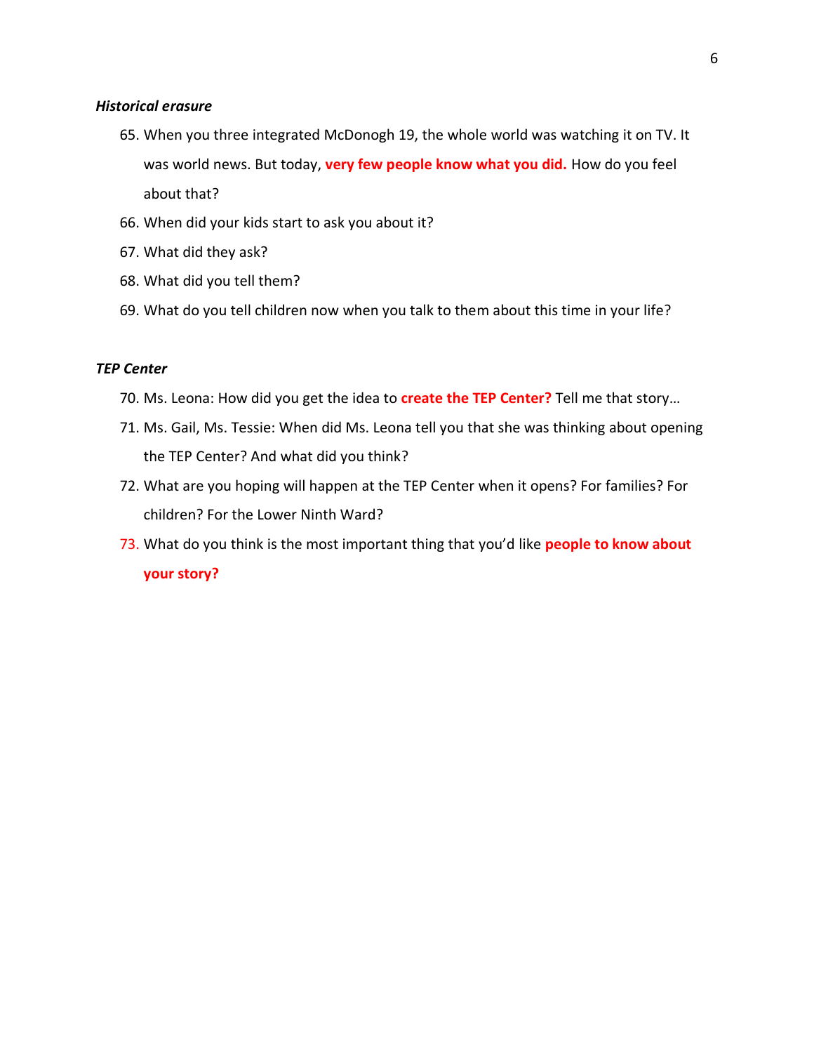***Historical erasure***

65. When you three integrated McDonogh 19, the whole world was watching it on TV. It was world news. But today, **very few people know what you did.** How do you feel about that?
66. When did your kids start to ask you about it?
67. What did they ask?
68. What did you tell them?
69. What do you tell children now when you talk to them about this time in your life?

***TEP Center***

70. Ms. Leona: How did you get the idea to **create the TEP Center?** Tell me that story…
71. Ms. Gail, Ms. Tessie: When did Ms. Leona tell you that she was thinking about opening the TEP Center? And what did you think?
72. What are you hoping will happen at the TEP Center when it opens? For families? For children? For the Lower Ninth Ward?
73. What do you think is the most important thing that you'd like **people to know about your story?**